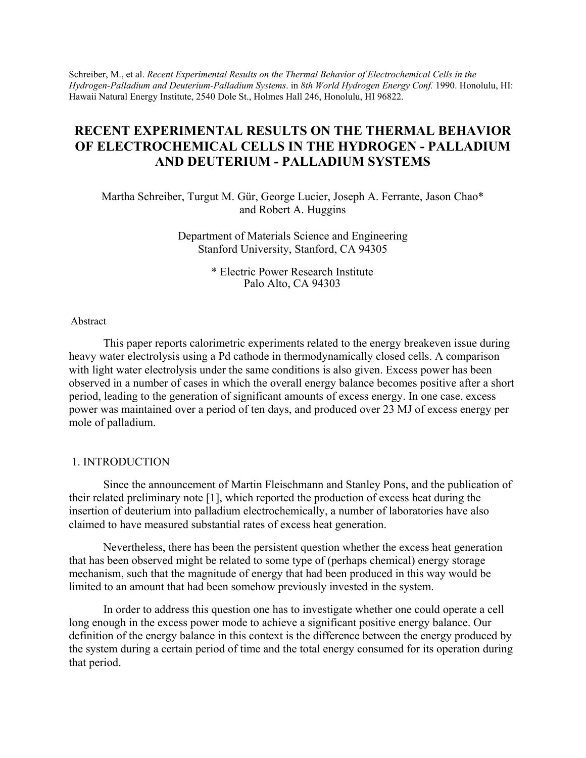Schreiber, M., et al. *Recent Experimental Results on the Thermal Behavior of Electrochemical Cells in the Hydrogen-Palladium and Deuterium-Palladium Systems*. in *8th World Hydrogen Energy Conf.* 1990. Honolulu, HI: Hawaii Natural Energy Institute, 2540 Dole St., Holmes Hall 246, Honolulu, HI 96822.

# RECENT EXPERIMENTAL RESULTS ON THE THERMAL BEHAVIOR OF ELECTROCHEMICAL CELLS IN THE HYDROGEN - PALLADIUM AND DEUTERIUM - PALLADIUM SYSTEMS

Martha Schreiber, Turgut M. Gür, George Lucier, Joseph A. Ferrante, Jason Chao* and Robert A. Huggins

Department of Materials Science and Engineering
Stanford University, Stanford, CA 94305

* Electric Power Research Institute
Palo Alto, CA 94303

Abstract

This paper reports calorimetric experiments related to the energy breakeven issue during heavy water electrolysis using a Pd cathode in thermodynamically closed cells. A comparison with light water electrolysis under the same conditions is also given. Excess power has been observed in a number of cases in which the overall energy balance becomes positive after a short period, leading to the generation of significant amounts of excess energy. In one case, excess power was maintained over a period of ten days, and produced over 23 MJ of excess energy per mole of palladium.

## 1. INTRODUCTION

Since the announcement of Martin Fleischmann and Stanley Pons, and the publication of their related preliminary note [1], which reported the production of excess heat during the insertion of deuterium into palladium electrochemically, a number of laboratories have also claimed to have measured substantial rates of excess heat generation.

Nevertheless, there has been the persistent question whether the excess heat generation that has been observed might be related to some type of (perhaps chemical) energy storage mechanism, such that the magnitude of energy that had been produced in this way would be limited to an amount that had been somehow previously invested in the system.

In order to address this question one has to investigate whether one could operate a cell long enough in the excess power mode to achieve a significant positive energy balance. Our definition of the energy balance in this context is the difference between the energy produced by the system during a certain period of time and the total energy consumed for its operation during that period.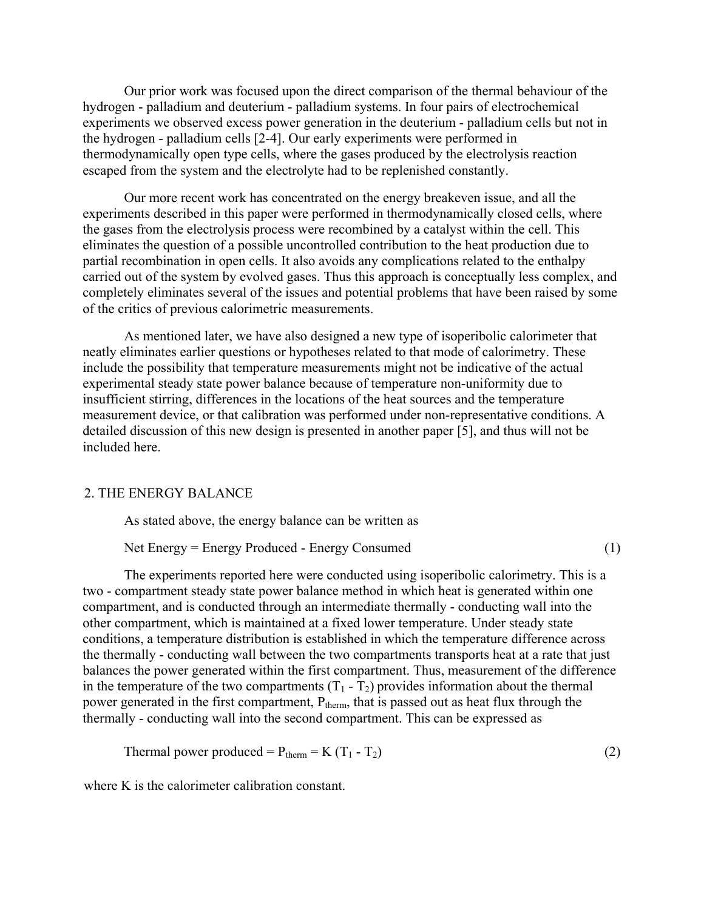Our prior work was focused upon the direct comparison of the thermal behaviour of the hydrogen - palladium and deuterium - palladium systems. In four pairs of electrochemical experiments we observed excess power generation in the deuterium - palladium cells but not in the hydrogen - palladium cells [2-4]. Our early experiments were performed in thermodynamically open type cells, where the gases produced by the electrolysis reaction escaped from the system and the electrolyte had to be replenished constantly.

Our more recent work has concentrated on the energy breakeven issue, and all the experiments described in this paper were performed in thermodynamically closed cells, where the gases from the electrolysis process were recombined by a catalyst within the cell. This eliminates the question of a possible uncontrolled contribution to the heat production due to partial recombination in open cells. It also avoids any complications related to the enthalpy carried out of the system by evolved gases. Thus this approach is conceptually less complex, and completely eliminates several of the issues and potential problems that have been raised by some of the critics of previous calorimetric measurements.

As mentioned later, we have also designed a new type of isoperibolic calorimeter that neatly eliminates earlier questions or hypotheses related to that mode of calorimetry. These include the possibility that temperature measurements might not be indicative of the actual experimental steady state power balance because of temperature non-uniformity due to insufficient stirring, differences in the locations of the heat sources and the temperature measurement device, or that calibration was performed under non-representative conditions. A detailed discussion of this new design is presented in another paper [5], and thus will not be included here.

## 2. THE ENERGY BALANCE

As stated above, the energy balance can be written as

$$\text{Net Energy} = \text{Energy Produced} - \text{Energy Consumed} \tag{1}$$

The experiments reported here were conducted using isoperibolic calorimetry. This is a two - compartment steady state power balance method in which heat is generated within one compartment, and is conducted through an intermediate thermally - conducting wall into the other compartment, which is maintained at a fixed lower temperature. Under steady state conditions, a temperature distribution is established in which the temperature difference across the thermally - conducting wall between the two compartments transports heat at a rate that just balances the power generated within the first compartment. Thus, measurement of the difference in the temperature of the two compartments ($T_1 - T_2$) provides information about the thermal power generated in the first compartment, $P_{therm}$, that is passed out as heat flux through the thermally - conducting wall into the second compartment. This can be expressed as

$$\text{Thermal power produced} = P_{therm} = K (T_1 - T_2) \tag{2}$$

where K is the calorimeter calibration constant.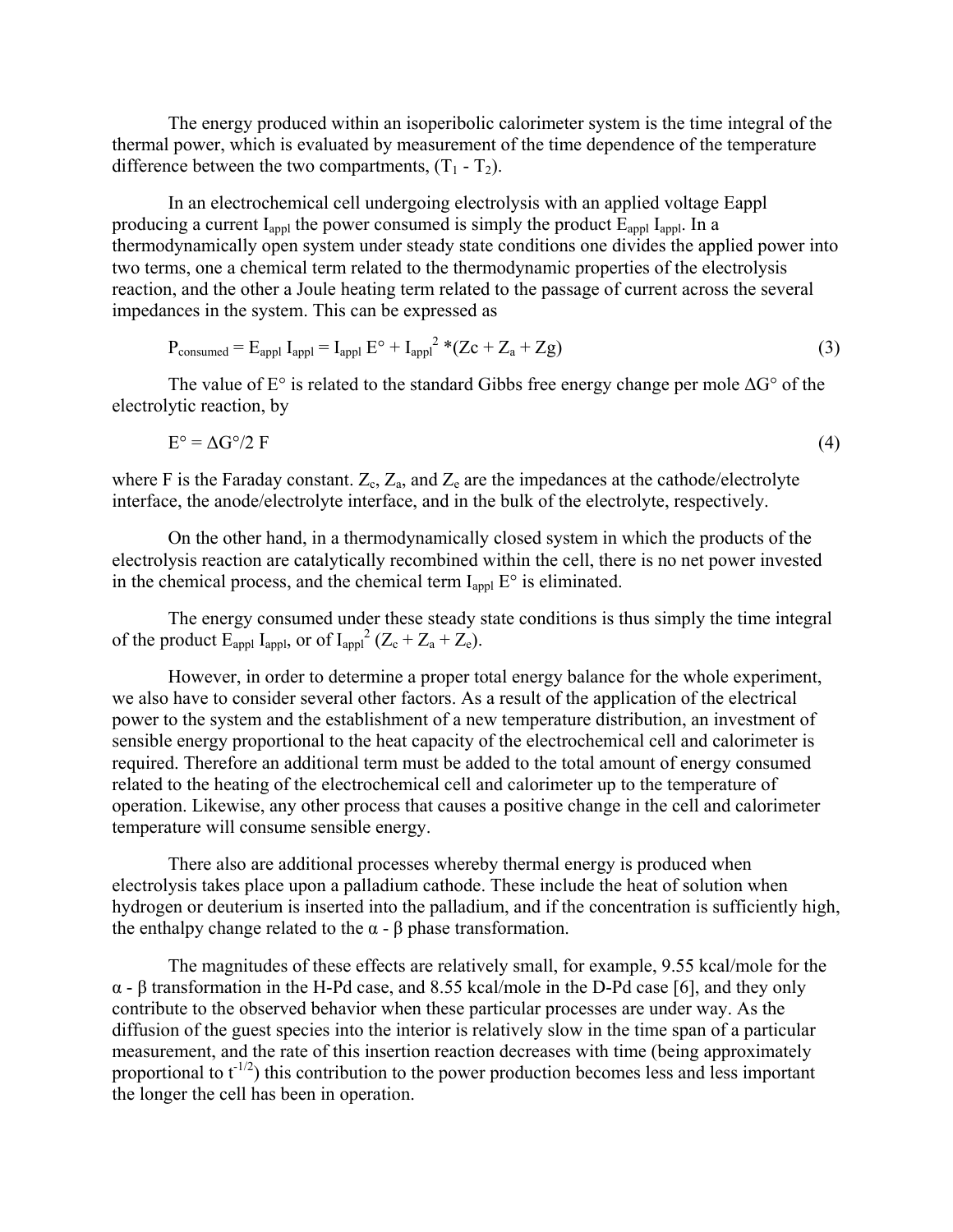The energy produced within an isoperibolic calorimeter system is the time integral of the thermal power, which is evaluated by measurement of the time dependence of the temperature difference between the two compartments, ($T_1$ - $T_2$).

In an electrochemical cell undergoing electrolysis with an applied voltage Eappl producing a current $I_{appl}$ the power consumed is simply the product $E_{appl}$ $I_{appl}$. In a thermodynamically open system under steady state conditions one divides the applied power into two terms, one a chemical term related to the thermodynamic properties of the electrolysis reaction, and the other a Joule heating term related to the passage of current across the several impedances in the system. This can be expressed as

$$P_{consumed} = E_{appl}\ I_{appl} = I_{appl}\ E° + I_{appl}^2 *(Zc + Z_a + Zg) \tag{3}$$

The value of E° is related to the standard Gibbs free energy change per mole ΔG° of the electrolytic reaction, by

$$E° = ΔG°/2\ F \tag{4}$$

where F is the Faraday constant. $Z_c$, $Z_a$, and $Z_e$ are the impedances at the cathode/electrolyte interface, the anode/electrolyte interface, and in the bulk of the electrolyte, respectively.

On the other hand, in a thermodynamically closed system in which the products of the electrolysis reaction are catalytically recombined within the cell, there is no net power invested in the chemical process, and the chemical term $I_{appl}$ E° is eliminated.

The energy consumed under these steady state conditions is thus simply the time integral of the product $E_{appl}$ $I_{appl}$, or of $I_{appl}^2$ ($Z_c + Z_a + Z_e$).

However, in order to determine a proper total energy balance for the whole experiment, we also have to consider several other factors. As a result of the application of the electrical power to the system and the establishment of a new temperature distribution, an investment of sensible energy proportional to the heat capacity of the electrochemical cell and calorimeter is required. Therefore an additional term must be added to the total amount of energy consumed related to the heating of the electrochemical cell and calorimeter up to the temperature of operation. Likewise, any other process that causes a positive change in the cell and calorimeter temperature will consume sensible energy.

There also are additional processes whereby thermal energy is produced when electrolysis takes place upon a palladium cathode. These include the heat of solution when hydrogen or deuterium is inserted into the palladium, and if the concentration is sufficiently high, the enthalpy change related to the α - β phase transformation.

The magnitudes of these effects are relatively small, for example, 9.55 kcal/mole for the α - β transformation in the H-Pd case, and 8.55 kcal/mole in the D-Pd case [6], and they only contribute to the observed behavior when these particular processes are under way. As the diffusion of the guest species into the interior is relatively slow in the time span of a particular measurement, and the rate of this insertion reaction decreases with time (being approximately proportional to $t^{-1/2}$) this contribution to the power production becomes less and less important the longer the cell has been in operation.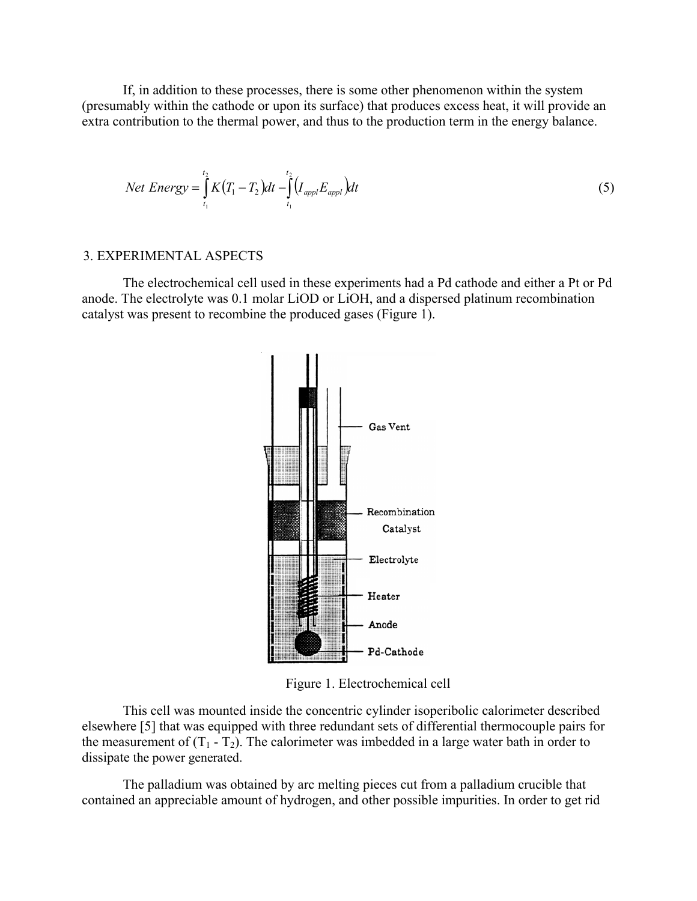If, in addition to these processes, there is some other phenomenon within the system (presumably within the cathode or upon its surface) that produces excess heat, it will provide an extra contribution to the thermal power, and thus to the production term in the energy balance.

$$Net\ Energy = \int_{t_1}^{t_2} K(T_1 - T_2)dt - \int_{t_1}^{t_2} (I_{appl} E_{appl})dt \tag{5}$$

## 3. EXPERIMENTAL ASPECTS

The electrochemical cell used in these experiments had a Pd cathode and either a Pt or Pd anode. The electrolyte was 0.1 molar LiOD or LiOH, and a dispersed platinum recombination catalyst was present to recombine the produced gases (Figure 1).

Figure 1. Electrochemical cell

This cell was mounted inside the concentric cylinder isoperibolic calorimeter described elsewhere [5] that was equipped with three redundant sets of differential thermocouple pairs for the measurement of ($T_1$ - $T_2$). The calorimeter was imbedded in a large water bath in order to dissipate the power generated.

The palladium was obtained by arc melting pieces cut from a palladium crucible that contained an appreciable amount of hydrogen, and other possible impurities. In order to get rid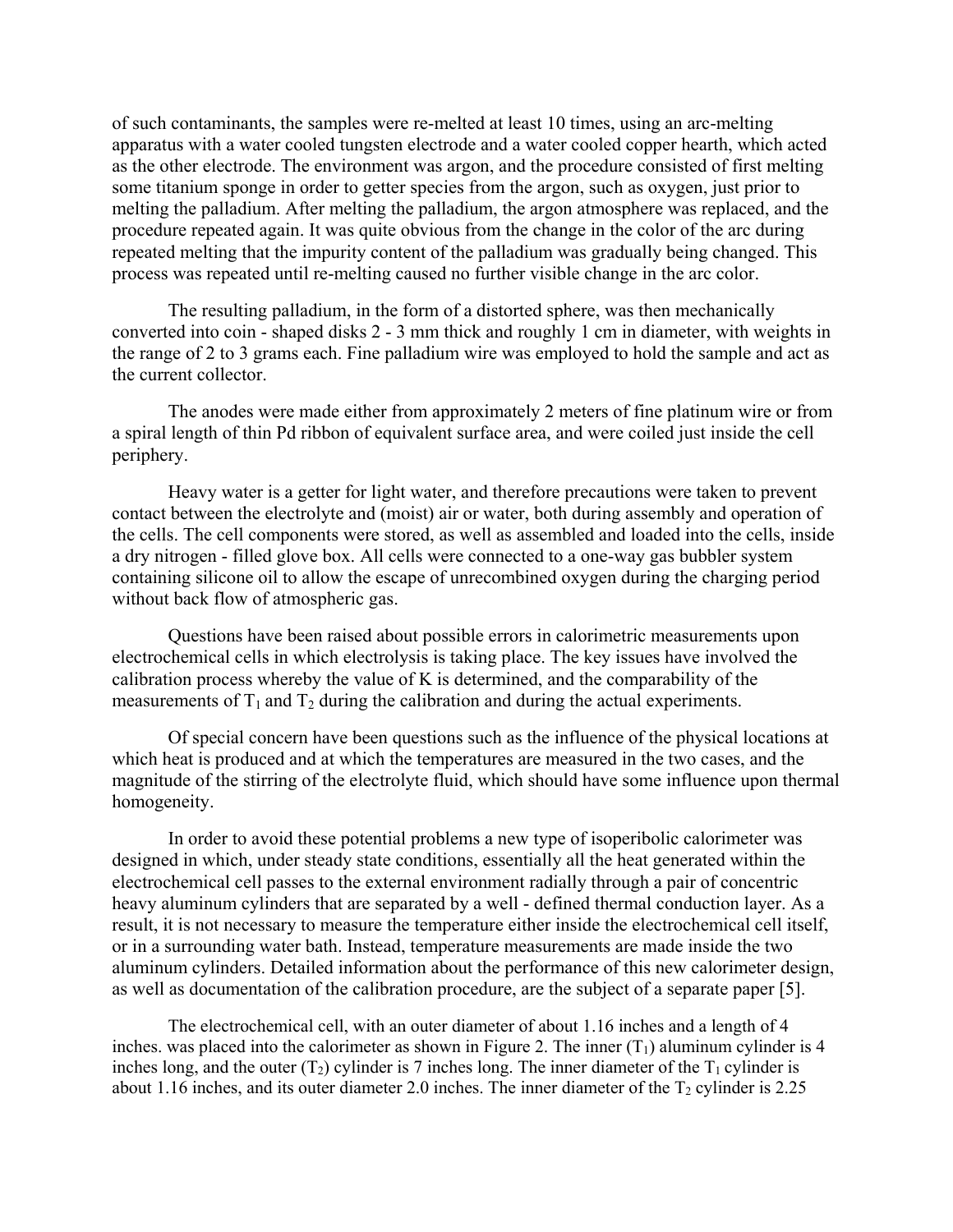of such contaminants, the samples were re-melted at least 10 times, using an arc-melting apparatus with a water cooled tungsten electrode and a water cooled copper hearth, which acted as the other electrode. The environment was argon, and the procedure consisted of first melting some titanium sponge in order to getter species from the argon, such as oxygen, just prior to melting the palladium. After melting the palladium, the argon atmosphere was replaced, and the procedure repeated again. It was quite obvious from the change in the color of the arc during repeated melting that the impurity content of the palladium was gradually being changed. This process was repeated until re-melting caused no further visible change in the arc color.

The resulting palladium, in the form of a distorted sphere, was then mechanically converted into coin - shaped disks 2 - 3 mm thick and roughly 1 cm in diameter, with weights in the range of 2 to 3 grams each. Fine palladium wire was employed to hold the sample and act as the current collector.

The anodes were made either from approximately 2 meters of fine platinum wire or from a spiral length of thin Pd ribbon of equivalent surface area, and were coiled just inside the cell periphery.

Heavy water is a getter for light water, and therefore precautions were taken to prevent contact between the electrolyte and (moist) air or water, both during assembly and operation of the cells. The cell components were stored, as well as assembled and loaded into the cells, inside a dry nitrogen - filled glove box. All cells were connected to a one-way gas bubbler system containing silicone oil to allow the escape of unrecombined oxygen during the charging period without back flow of atmospheric gas.

Questions have been raised about possible errors in calorimetric measurements upon electrochemical cells in which electrolysis is taking place. The key issues have involved the calibration process whereby the value of K is determined, and the comparability of the measurements of $T_1$ and $T_2$ during the calibration and during the actual experiments.

Of special concern have been questions such as the influence of the physical locations at which heat is produced and at which the temperatures are measured in the two cases, and the magnitude of the stirring of the electrolyte fluid, which should have some influence upon thermal homogeneity.

In order to avoid these potential problems a new type of isoperibolic calorimeter was designed in which, under steady state conditions, essentially all the heat generated within the electrochemical cell passes to the external environment radially through a pair of concentric heavy aluminum cylinders that are separated by a well - defined thermal conduction layer. As a result, it is not necessary to measure the temperature either inside the electrochemical cell itself, or in a surrounding water bath. Instead, temperature measurements are made inside the two aluminum cylinders. Detailed information about the performance of this new calorimeter design, as well as documentation of the calibration procedure, are the subject of a separate paper [5].

The electrochemical cell, with an outer diameter of about 1.16 inches and a length of 4 inches. was placed into the calorimeter as shown in Figure 2. The inner ($T_1$) aluminum cylinder is 4 inches long, and the outer ($T_2$) cylinder is 7 inches long. The inner diameter of the $T_1$ cylinder is about 1.16 inches, and its outer diameter 2.0 inches. The inner diameter of the $T_2$ cylinder is 2.25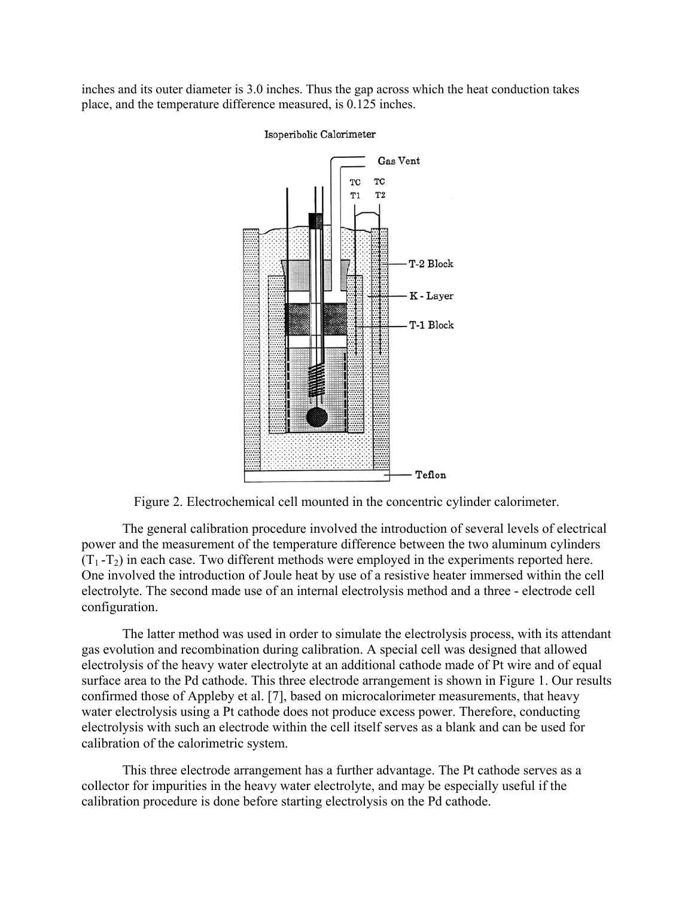inches and its outer diameter is 3.0 inches. Thus the gap across which the heat conduction takes place, and the temperature difference measured, is 0.125 inches.

Figure 2. Electrochemical cell mounted in the concentric cylinder calorimeter.

The general calibration procedure involved the introduction of several levels of electrical power and the measurement of the temperature difference between the two aluminum cylinders ($T_1$ -$T_2$) in each case. Two different methods were employed in the experiments reported here. One involved the introduction of Joule heat by use of a resistive heater immersed within the cell electrolyte. The second made use of an internal electrolysis method and a three - electrode cell configuration.

The latter method was used in order to simulate the electrolysis process, with its attendant gas evolution and recombination during calibration. A special cell was designed that allowed electrolysis of the heavy water electrolyte at an additional cathode made of Pt wire and of equal surface area to the Pd cathode. This three electrode arrangement is shown in Figure 1. Our results confirmed those of Appleby et al. [7], based on microcalorimeter measurements, that heavy water electrolysis using a Pt cathode does not produce excess power. Therefore, conducting electrolysis with such an electrode within the cell itself serves as a blank and can be used for calibration of the calorimetric system.

This three electrode arrangement has a further advantage. The Pt cathode serves as a collector for impurities in the heavy water electrolyte, and may be especially useful if the calibration procedure is done before starting electrolysis on the Pd cathode.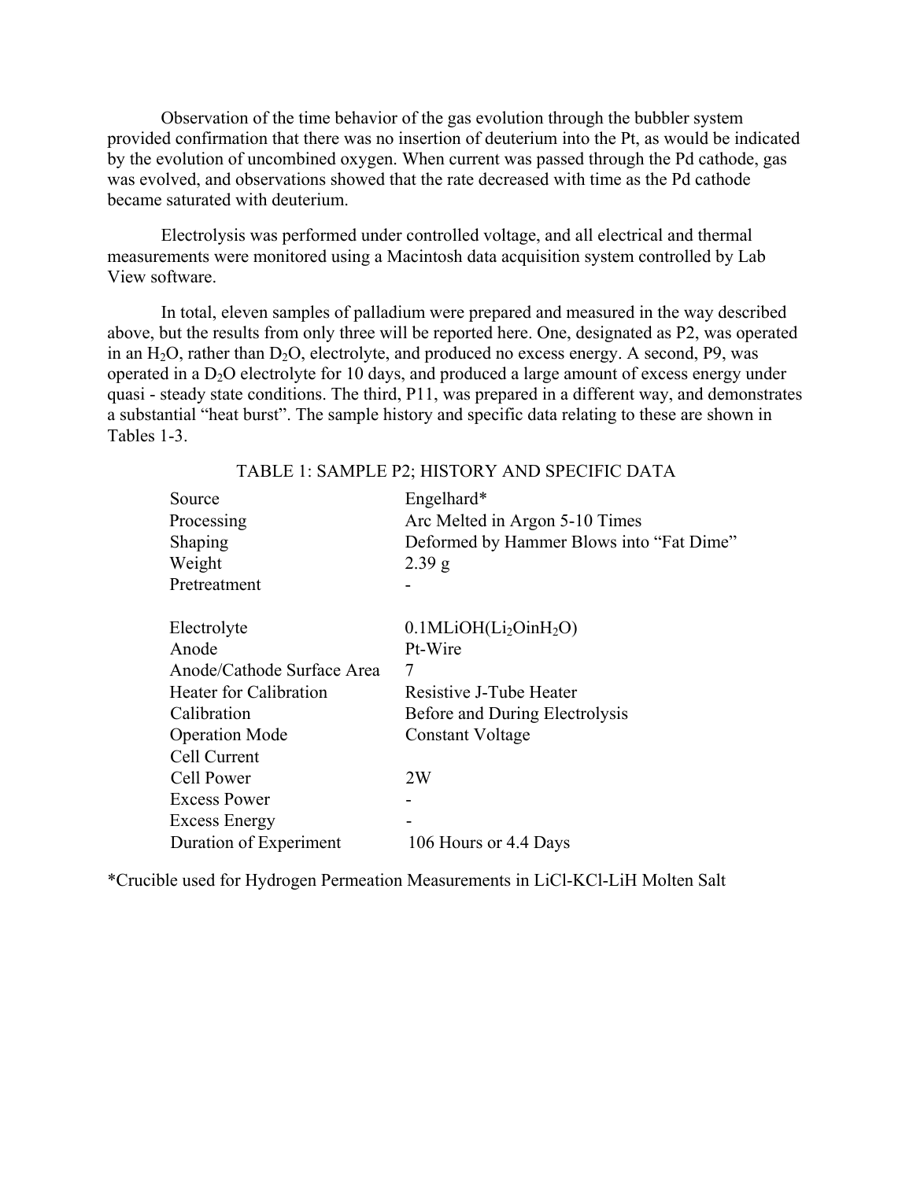Observation of the time behavior of the gas evolution through the bubbler system provided confirmation that there was no insertion of deuterium into the Pt, as would be indicated by the evolution of uncombined oxygen. When current was passed through the Pd cathode, gas was evolved, and observations showed that the rate decreased with time as the Pd cathode became saturated with deuterium.

Electrolysis was performed under controlled voltage, and all electrical and thermal measurements were monitored using a Macintosh data acquisition system controlled by Lab View software.

In total, eleven samples of palladium were prepared and measured in the way described above, but the results from only three will be reported here. One, designated as P2, was operated in an $H_2O$, rather than $D_2O$, electrolyte, and produced no excess energy. A second, P9, was operated in a $D_2O$ electrolyte for 10 days, and produced a large amount of excess energy under quasi - steady state conditions. The third, P11, was prepared in a different way, and demonstrates a substantial "heat burst". The sample history and specific data relating to these are shown in Tables 1-3.

TABLE 1: SAMPLE P2; HISTORY AND SPECIFIC DATA

| | |
|---|---|
| Source | Engelhard* |
| Processing | Arc Melted in Argon 5-10 Times |
| Shaping | Deformed by Hammer Blows into "Fat Dime" |
| Weight | 2.39 g |
| Pretreatment | - |
| | |
| Electrolyte | 0.1MLiOH($Li_2O$in$H_2O$) |
| Anode | Pt-Wire |
| Anode/Cathode Surface Area | 7 |
| Heater for Calibration | Resistive J-Tube Heater |
| Calibration | Before and During Electrolysis |
| Operation Mode | Constant Voltage |
| Cell Current | |
| Cell Power | 2W |
| Excess Power | - |
| Excess Energy | - |
| Duration of Experiment | 106 Hours or 4.4 Days |

*Crucible used for Hydrogen Permeation Measurements in LiCl-KCl-LiH Molten Salt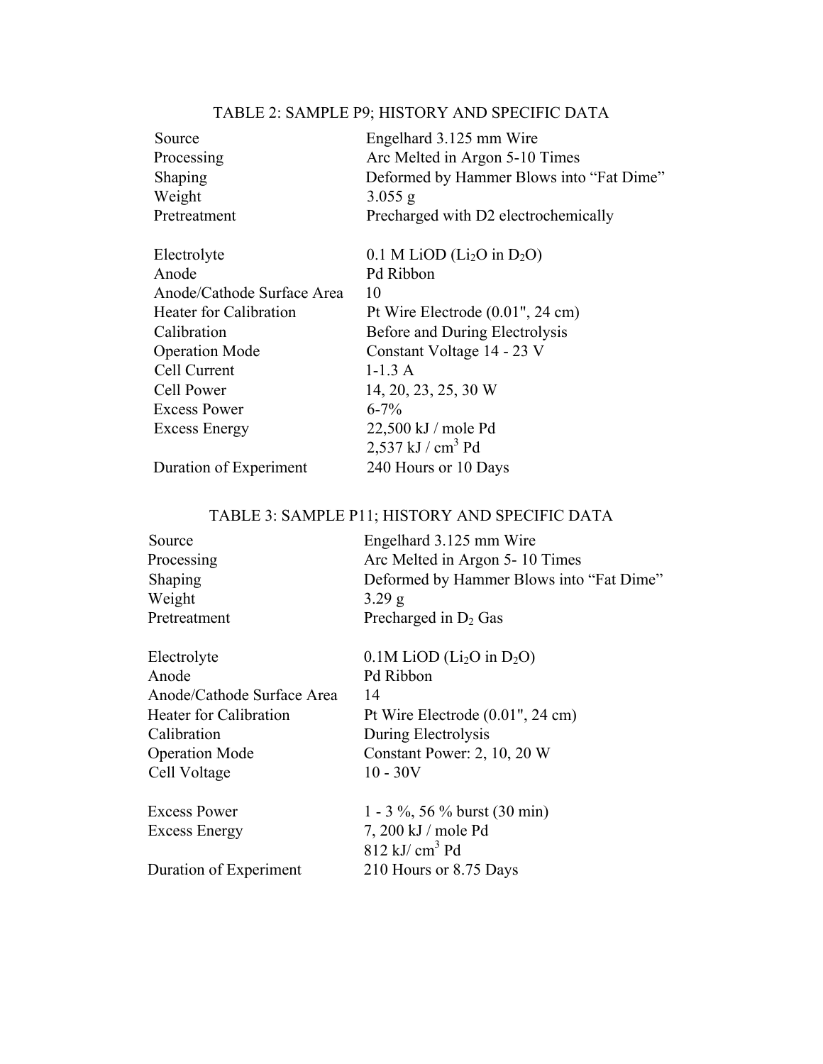TABLE 2: SAMPLE P9; HISTORY AND SPECIFIC DATA

| | |
|---|---|
| Source | Engelhard 3.125 mm Wire |
| Processing | Arc Melted in Argon 5-10 Times |
| Shaping | Deformed by Hammer Blows into "Fat Dime" |
| Weight | 3.055 g |
| Pretreatment | Precharged with D2 electrochemically |
| | |
| Electrolyte | 0.1 M LiOD ($Li_2O$ in $D_2O$) |
| Anode | Pd Ribbon |
| Anode/Cathode Surface Area | 10 |
| Heater for Calibration | Pt Wire Electrode (0.01", 24 cm) |
| Calibration | Before and During Electrolysis |
| Operation Mode | Constant Voltage 14 - 23 V |
| Cell Current | 1-1.3 A |
| Cell Power | 14, 20, 23, 25, 30 W |
| Excess Power | 6-7% |
| Excess Energy | 22,500 kJ / mole Pd |
| | 2,537 kJ / $cm^3$ Pd |
| Duration of Experiment | 240 Hours or 10 Days |

TABLE 3: SAMPLE P11; HISTORY AND SPECIFIC DATA

| | |
|---|---|
| Source | Engelhard 3.125 mm Wire |
| Processing | Arc Melted in Argon 5- 10 Times |
| Shaping | Deformed by Hammer Blows into "Fat Dime" |
| Weight | 3.29 g |
| Pretreatment | Precharged in $D_2$ Gas |
| | |
| Electrolyte | 0.1M LiOD ($Li_2O$ in $D_2O$) |
| Anode | Pd Ribbon |
| Anode/Cathode Surface Area | 14 |
| Heater for Calibration | Pt Wire Electrode (0.01", 24 cm) |
| Calibration | During Electrolysis |
| Operation Mode | Constant Power: 2, 10, 20 W |
| Cell Voltage | 10 - 30V |
| | |
| Excess Power | 1 - 3 %, 56 % burst (30 min) |
| Excess Energy | 7, 200 kJ / mole Pd |
| | 812 kJ/ $cm^3$ Pd |
| Duration of Experiment | 210 Hours or 8.75 Days |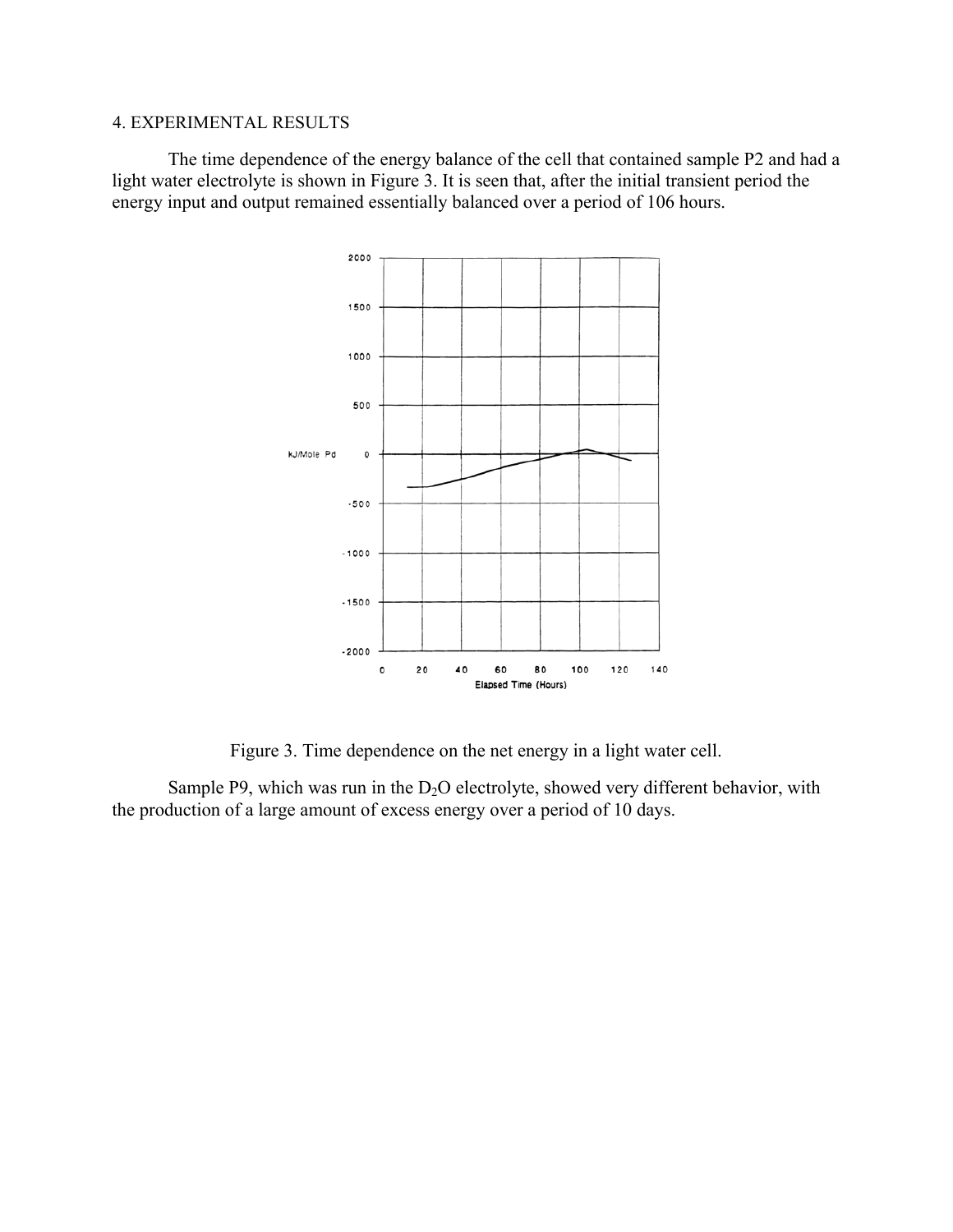## 4. EXPERIMENTAL RESULTS

The time dependence of the energy balance of the cell that contained sample P2 and had a light water electrolyte is shown in Figure 3. It is seen that, after the initial transient period the energy input and output remained essentially balanced over a period of 106 hours.

Figure 3. Time dependence on the net energy in a light water cell.

Sample P9, which was run in the $D_2O$ electrolyte, showed very different behavior, with the production of a large amount of excess energy over a period of 10 days.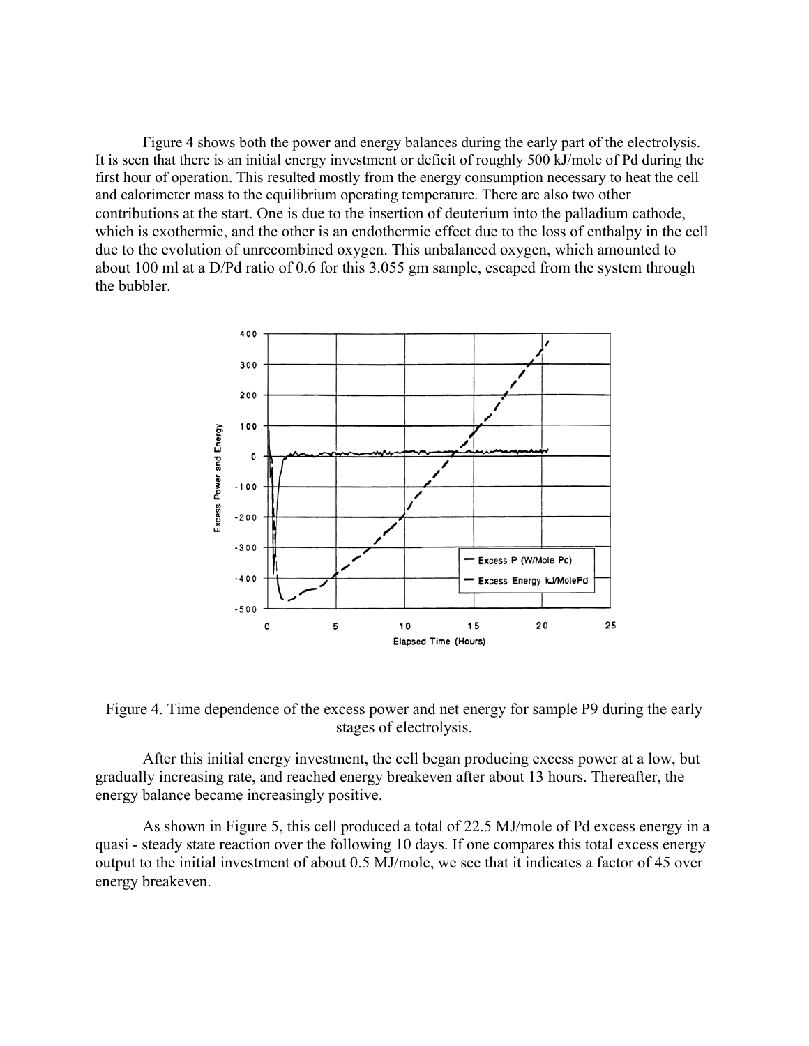Figure 4 shows both the power and energy balances during the early part of the electrolysis. It is seen that there is an initial energy investment or deficit of roughly 500 kJ/mole of Pd during the first hour of operation. This resulted mostly from the energy consumption necessary to heat the cell and calorimeter mass to the equilibrium operating temperature. There are also two other contributions at the start. One is due to the insertion of deuterium into the palladium cathode, which is exothermic, and the other is an endothermic effect due to the loss of enthalpy in the cell due to the evolution of unrecombined oxygen. This unbalanced oxygen, which amounted to about 100 ml at a D/Pd ratio of 0.6 for this 3.055 gm sample, escaped from the system through the bubbler.

Figure 4. Time dependence of the excess power and net energy for sample P9 during the early stages of electrolysis.

After this initial energy investment, the cell began producing excess power at a low, but gradually increasing rate, and reached energy breakeven after about 13 hours. Thereafter, the energy balance became increasingly positive.

As shown in Figure 5, this cell produced a total of 22.5 MJ/mole of Pd excess energy in a quasi - steady state reaction over the following 10 days. If one compares this total excess energy output to the initial investment of about 0.5 MJ/mole, we see that it indicates a factor of 45 over energy breakeven.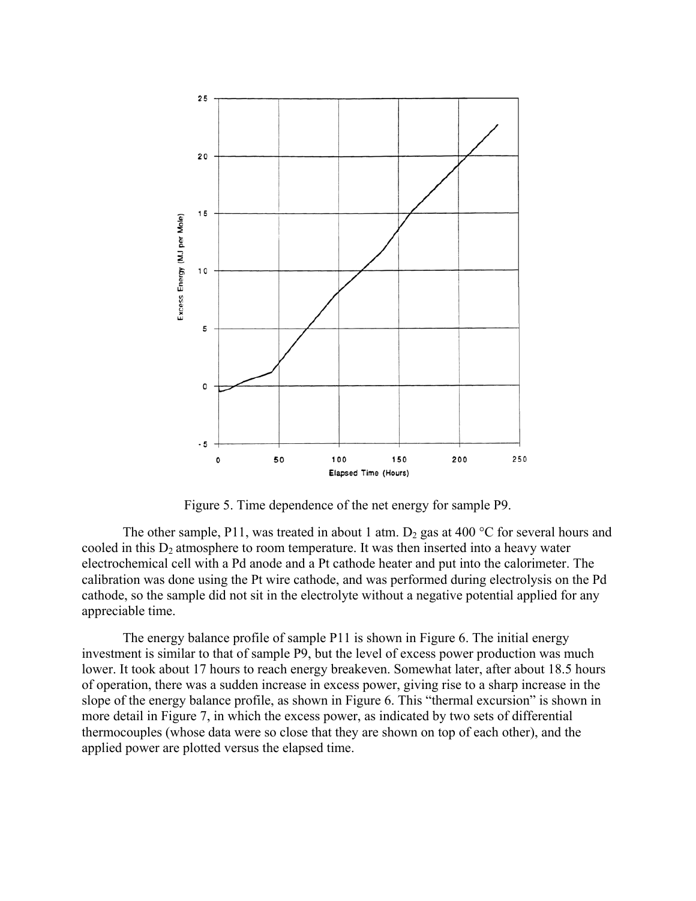Figure 5. Time dependence of the net energy for sample P9.

The other sample, P11, was treated in about 1 atm. $D_2$ gas at 400 °C for several hours and cooled in this $D_2$ atmosphere to room temperature. It was then inserted into a heavy water electrochemical cell with a Pd anode and a Pt cathode heater and put into the calorimeter. The calibration was done using the Pt wire cathode, and was performed during electrolysis on the Pd cathode, so the sample did not sit in the electrolyte without a negative potential applied for any appreciable time.

The energy balance profile of sample P11 is shown in Figure 6. The initial energy investment is similar to that of sample P9, but the level of excess power production was much lower. It took about 17 hours to reach energy breakeven. Somewhat later, after about 18.5 hours of operation, there was a sudden increase in excess power, giving rise to a sharp increase in the slope of the energy balance profile, as shown in Figure 6. This "thermal excursion" is shown in more detail in Figure 7, in which the excess power, as indicated by two sets of differential thermocouples (whose data were so close that they are shown on top of each other), and the applied power are plotted versus the elapsed time.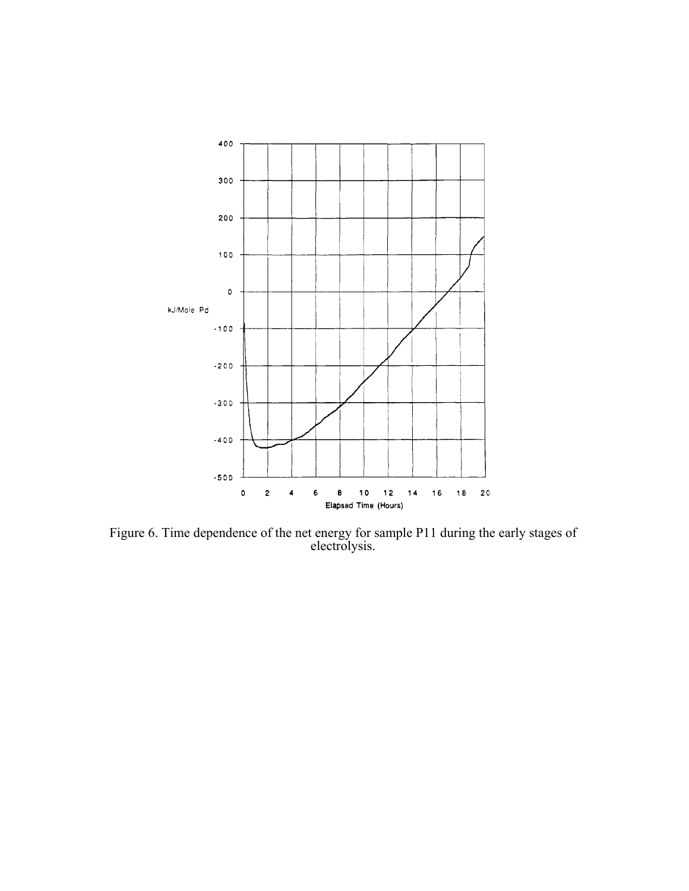Figure 6. Time dependence of the net energy for sample P11 during the early stages of electrolysis.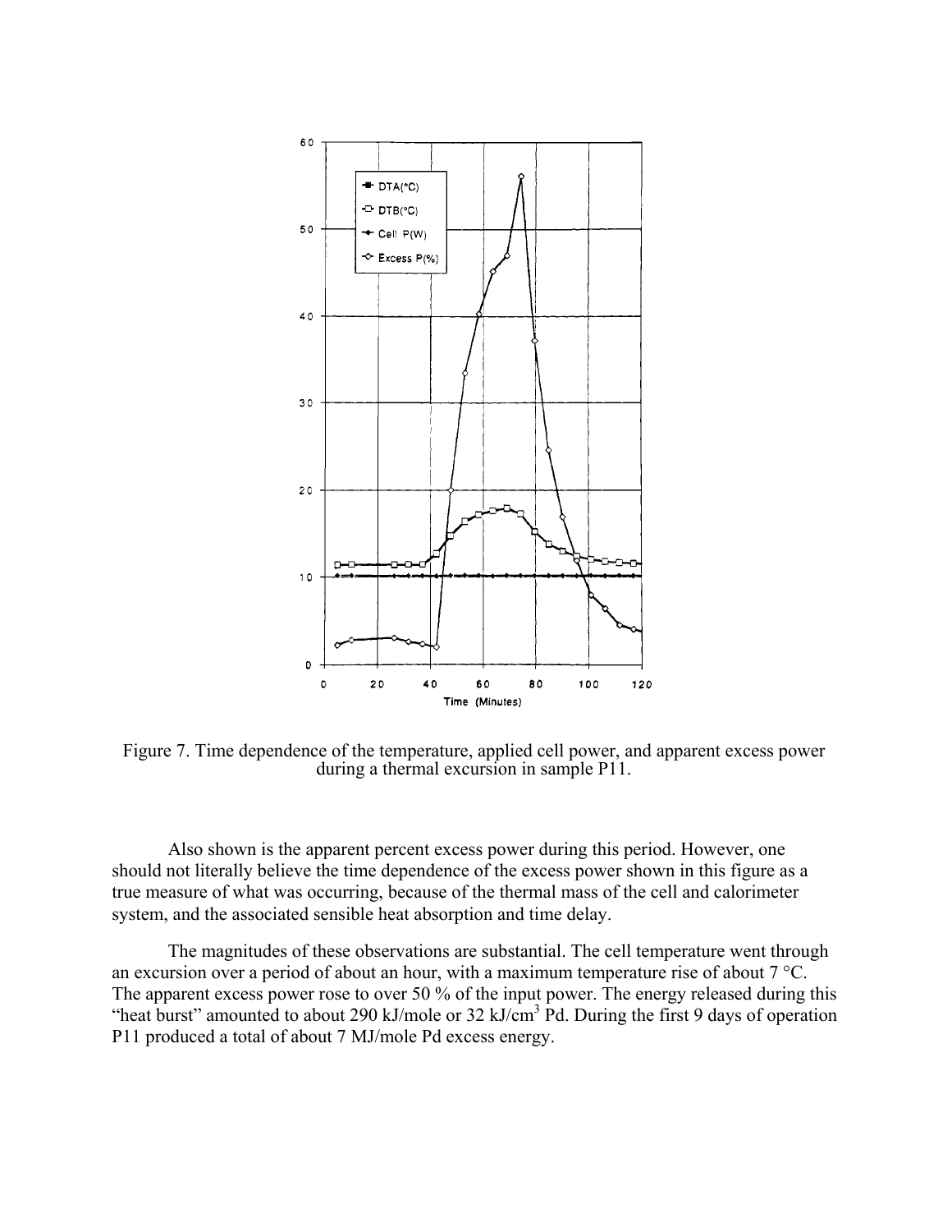Figure 7. Time dependence of the temperature, applied cell power, and apparent excess power during a thermal excursion in sample P11.

Also shown is the apparent percent excess power during this period. However, one should not literally believe the time dependence of the excess power shown in this figure as a true measure of what was occurring, because of the thermal mass of the cell and calorimeter system, and the associated sensible heat absorption and time delay.

The magnitudes of these observations are substantial. The cell temperature went through an excursion over a period of about an hour, with a maximum temperature rise of about 7 °C. The apparent excess power rose to over 50 % of the input power. The energy released during this "heat burst" amounted to about 290 kJ/mole or 32 kJ/cm$^3$ Pd. During the first 9 days of operation P11 produced a total of about 7 MJ/mole Pd excess energy.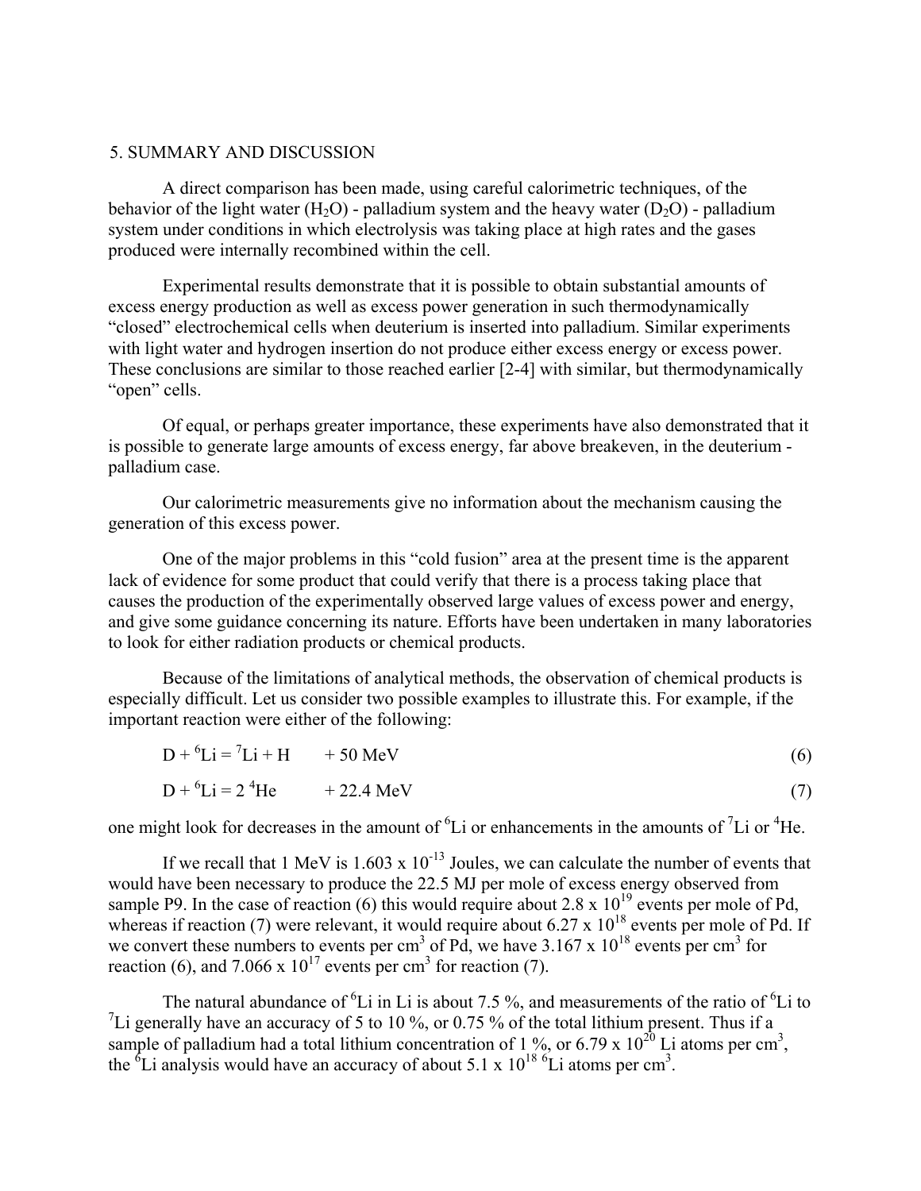## 5. SUMMARY AND DISCUSSION

A direct comparison has been made, using careful calorimetric techniques, of the behavior of the light water ($H_2O$) - palladium system and the heavy water ($D_2O$) - palladium system under conditions in which electrolysis was taking place at high rates and the gases produced were internally recombined within the cell.

Experimental results demonstrate that it is possible to obtain substantial amounts of excess energy production as well as excess power generation in such thermodynamically "closed" electrochemical cells when deuterium is inserted into palladium. Similar experiments with light water and hydrogen insertion do not produce either excess energy or excess power. These conclusions are similar to those reached earlier [2-4] with similar, but thermodynamically "open" cells.

Of equal, or perhaps greater importance, these experiments have also demonstrated that it is possible to generate large amounts of excess energy, far above breakeven, in the deuterium - palladium case.

Our calorimetric measurements give no information about the mechanism causing the generation of this excess power.

One of the major problems in this "cold fusion" area at the present time is the apparent lack of evidence for some product that could verify that there is a process taking place that causes the production of the experimentally observed large values of excess power and energy, and give some guidance concerning its nature. Efforts have been undertaken in many laboratories to look for either radiation products or chemical products.

Because of the limitations of analytical methods, the observation of chemical products is especially difficult. Let us consider two possible examples to illustrate this. For example, if the important reaction were either of the following:

$$D + {}^{6}Li = {}^{7}Li + H \qquad + 50\ MeV \tag{6}$$

$$D + {}^{6}Li = 2\ {}^{4}He \qquad + 22.4\ MeV \tag{7}$$

one might look for decreases in the amount of ${}^{6}Li$ or enhancements in the amounts of ${}^{7}Li$ or ${}^{4}He$.

If we recall that 1 MeV is $1.603 \times 10^{-13}$ Joules, we can calculate the number of events that would have been necessary to produce the 22.5 MJ per mole of excess energy observed from sample P9. In the case of reaction (6) this would require about $2.8 \times 10^{19}$ events per mole of Pd, whereas if reaction (7) were relevant, it would require about $6.27 \times 10^{18}$ events per mole of Pd. If we convert these numbers to events per $cm^3$ of Pd, we have $3.167 \times 10^{18}$ events per $cm^3$ for reaction (6), and $7.066 \times 10^{17}$ events per $cm^3$ for reaction (7).

The natural abundance of ${}^{6}Li$ in Li is about 7.5 %, and measurements of the ratio of ${}^{6}Li$ to ${}^{7}Li$ generally have an accuracy of 5 to 10 %, or 0.75 % of the total lithium present. Thus if a sample of palladium had a total lithium concentration of 1 %, or $6.79 \times 10^{20}$ Li atoms per $cm^3$, the ${}^{6}Li$ analysis would have an accuracy of about $5.1 \times 10^{18}$ ${}^{6}Li$ atoms per $cm^3$.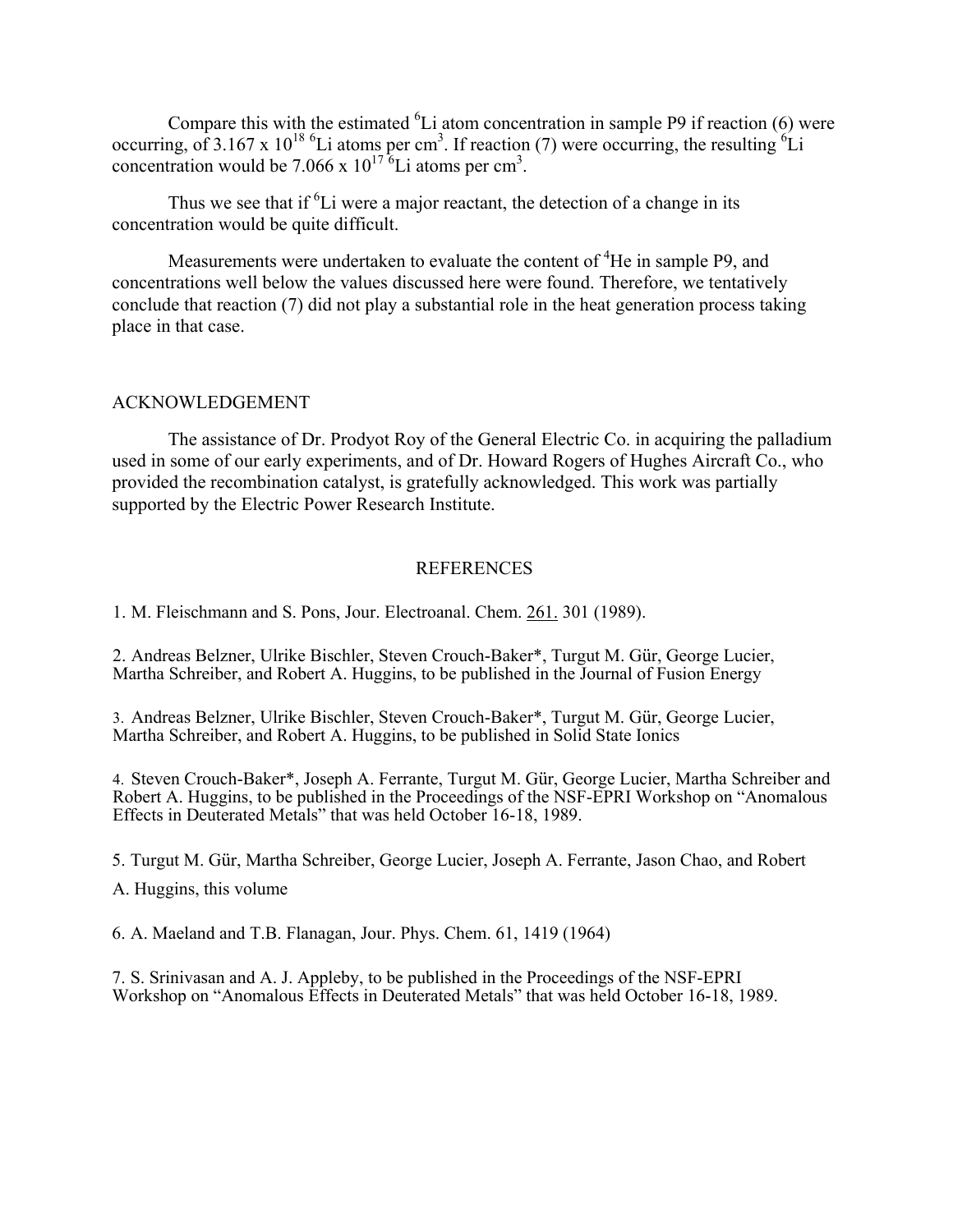Compare this with the estimated $^{6}Li$ atom concentration in sample P9 if reaction (6) were occurring, of $3.167 \times 10^{18}$ $^{6}Li$ atoms per $cm^3$. If reaction (7) were occurring, the resulting $^{6}Li$ concentration would be $7.066 \times 10^{17}$ $^{6}Li$ atoms per $cm^3$.

Thus we see that if $^{6}Li$ were a major reactant, the detection of a change in its concentration would be quite difficult.

Measurements were undertaken to evaluate the content of $^{4}He$ in sample P9, and concentrations well below the values discussed here were found. Therefore, we tentatively conclude that reaction (7) did not play a substantial role in the heat generation process taking place in that case.

## ACKNOWLEDGEMENT

The assistance of Dr. Prodyot Roy of the General Electric Co. in acquiring the palladium used in some of our early experiments, and of Dr. Howard Rogers of Hughes Aircraft Co., who provided the recombination catalyst, is gratefully acknowledged. This work was partially supported by the Electric Power Research Institute.

## REFERENCES

1. M. Fleischmann and S. Pons, Jour. Electroanal. Chem. 261. 301 (1989).

2. Andreas Belzner, Ulrike Bischler, Steven Crouch-Baker*, Turgut M. Gür, George Lucier, Martha Schreiber, and Robert A. Huggins, to be published in the Journal of Fusion Energy

3. Andreas Belzner, Ulrike Bischler, Steven Crouch-Baker*, Turgut M. Gür, George Lucier, Martha Schreiber, and Robert A. Huggins, to be published in Solid State Ionics

4. Steven Crouch-Baker*, Joseph A. Ferrante, Turgut M. Gür, George Lucier, Martha Schreiber and Robert A. Huggins, to be published in the Proceedings of the NSF-EPRI Workshop on "Anomalous Effects in Deuterated Metals" that was held October 16-18, 1989.

5. Turgut M. Gür, Martha Schreiber, George Lucier, Joseph A. Ferrante, Jason Chao, and Robert A. Huggins, this volume

6. A. Maeland and T.B. Flanagan, Jour. Phys. Chem. 61, 1419 (1964)

7. S. Srinivasan and A. J. Appleby, to be published in the Proceedings of the NSF-EPRI Workshop on "Anomalous Effects in Deuterated Metals" that was held October 16-18, 1989.